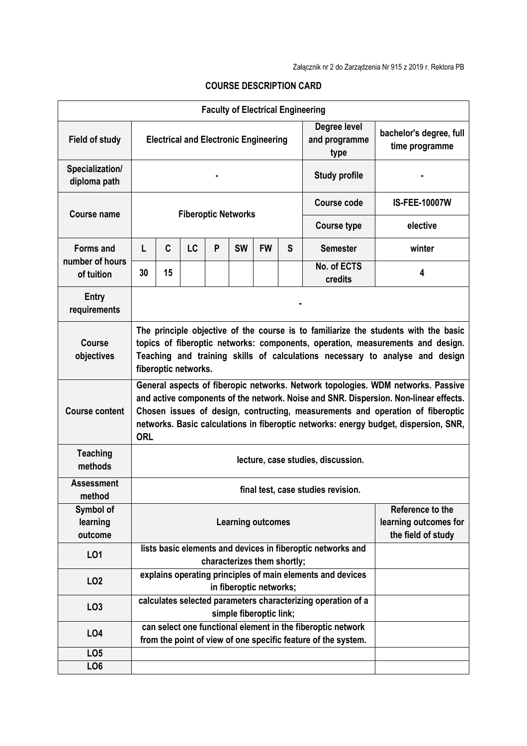Załącznik nr 2 do Zarządzenia Nr 915 z 2019 r. Rektora PB

# COURSE DESCRIPTION CARD

| Faculty of Electrical Engineering | | | | | | | | | |
|---|---|---|---|---|---|---|---|---|---|
| **Field of study** | Electrical and Electronic Engineering | | | | | | | **Degree level and programme type** | bachelor's degree, full time programme |
| **Specialization/ diploma path** | - | | | | | | | **Study profile** | - |
| **Course name** | Fiberoptic Networks | | | | | | | **Course code** | IS-FEE-10007W |
| | | | | | | | | **Course type** | elective |
| **Forms and number of hours of tuition** | L | C | LC | P | SW | FW | S | **Semester** | winter |
| | 30 | 15 | | | | | | **No. of ECTS credits** | 4 |
| **Entry requirements** | - | | | | | | | | |
| **Course objectives** | The principle objective of the course is to familiarize the students with the basic topics of fiberoptic networks: components, operation, measurements and design. Teaching and training skills of calculations necessary to analyse and design fiberoptic networks. | | | | | | | | |
| **Course content** | General aspects of fiberopic networks. Network topologies. WDM networks. Passive and active components of the network. Noise and SNR. Dispersion. Non-linear effects. Chosen issues of design, contructing, measurements and operation of fiberoptic networks. Basic calculations in fiberoptic networks: energy budget, dispersion, SNR, ORL | | | | | | | | |
| **Teaching methods** | lecture, case studies, discussion. | | | | | | | | |
| **Assessment method** | final test, case studies revision. | | | | | | | | |
| **Symbol of learning outcome** | **Learning outcomes** | | | | | | | | **Reference to the learning outcomes for the field of study** |
| **LO1** | lists basic elements and devices in fiberoptic networks and characterizes them shortly; | | | | | | | | |
| **LO2** | explains operating principles of main elements and devices in fiberoptic networks; | | | | | | | | |
| **LO3** | calculates selected parameters characterizing operation of a simple fiberoptic link; | | | | | | | | |
| **LO4** | can select one functional element in the fiberoptic network from the point of view of one specific feature of the system. | | | | | | | | |
| **LO5** | | | | | | | | | |
| **LO6** | | | | | | | | | |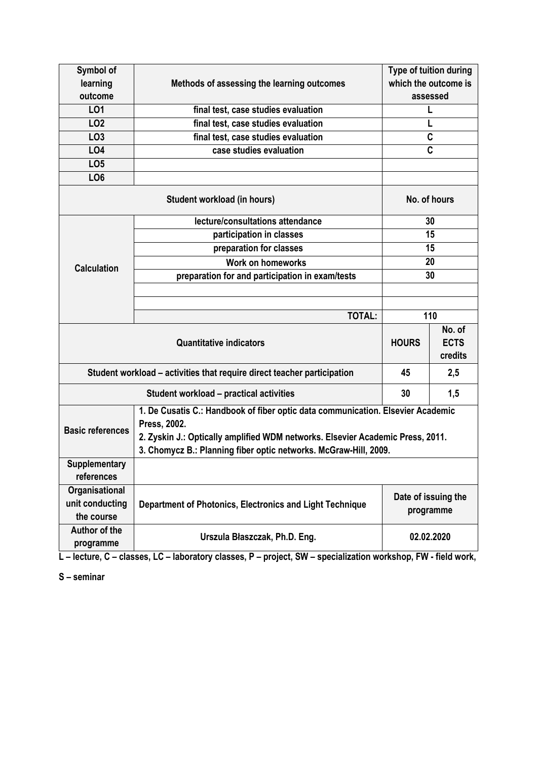| Symbol of learning outcome | Methods of assessing the learning outcomes | Type of tuition during which the outcome is assessed | |
|---|---|---|---|
| LO1 | final test, case studies evaluation | L | |
| LO2 | final test, case studies evaluation | L | |
| LO3 | final test, case studies evaluation | C | |
| LO4 | case studies evaluation | C | |
| LO5 | | | |
| LO6 | | | |
| Student workload (in hours) | | No. of hours | |
| Calculation | lecture/consultations attendance | 30 | |
| | participation in classes | 15 | |
| | preparation for classes | 15 | |
| | Work on homeworks | 20 | |
| | preparation for and participation in exam/tests | 30 | |
| | | | |
| | | | |
| | TOTAL: | 110 | |
| Quantitative indicators | | HOURS | No. of ECTS credits |
| Student workload – activities that require direct teacher participation | | 45 | 2,5 |
| Student workload – practical activities | | 30 | 1,5 |
| Basic references | 1. De Cusatis C.: Handbook of fiber optic data communication. Elsevier Academic Press, 2002.<br>2. Zyskin J.: Optically amplified WDM networks. Elsevier Academic Press, 2011.<br>3. Chomycz B.: Planning fiber optic networks. McGraw-Hill, 2009. | | |
| Supplementary references | | | |
| Organisational unit conducting the course | Department of Photonics, Electronics and Light Technique | Date of issuing the programme | |
| Author of the programme | Urszula Błaszczak, Ph.D. Eng. | 02.02.2020 | |

**L – lecture, C – classes, LC – laboratory classes, P – project, SW – specialization workshop, FW - field work, S – seminar**